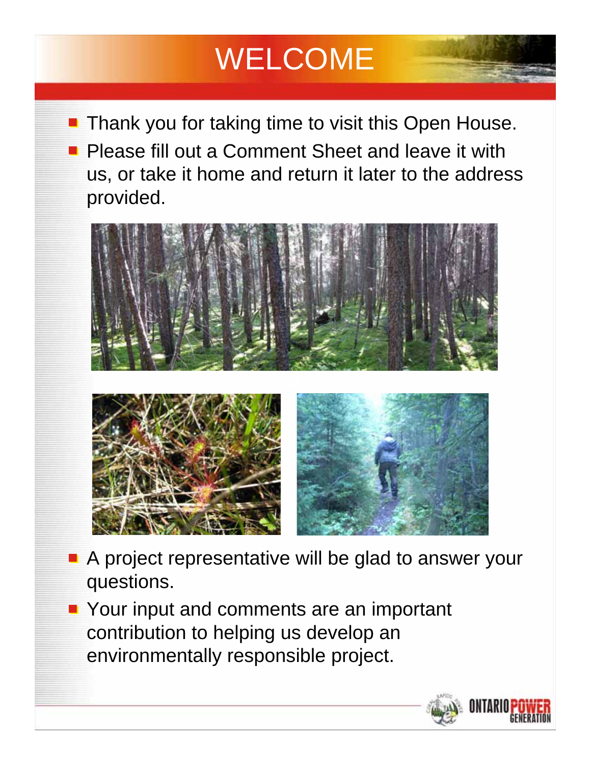# WELCOME

- Thank you for taking time to visit this Open House.
- Please fill out a Comment Sheet and leave it with us, or take it home and return it later to the address provided.
- A project representative will be glad to answer your questions.
- Your input and comments are an important contribution to helping us develop an environmentally responsible project.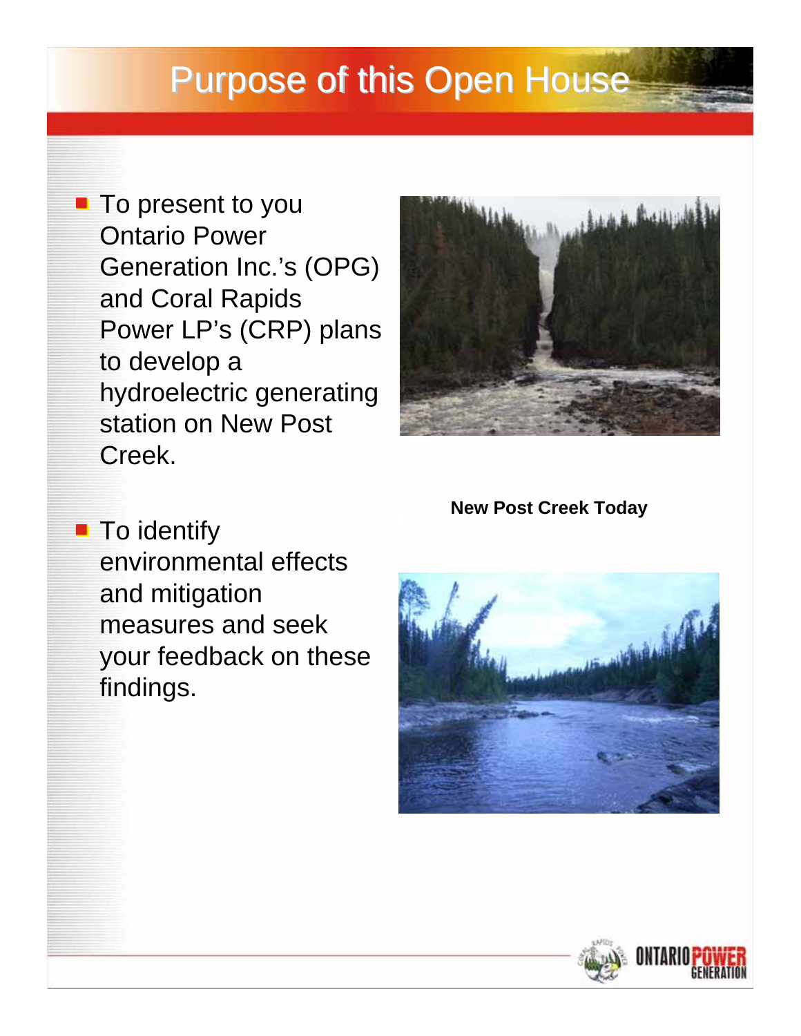# Purpose of this Open House

- To present to you Ontario Power Generation Inc.'s (OPG) and Coral Rapids Power LP's (CRP) plans to develop a hydroelectric generating station on New Post Creek.
- To identify environmental effects and mitigation measures and seek your feedback on these findings.

**New Post Creek Today**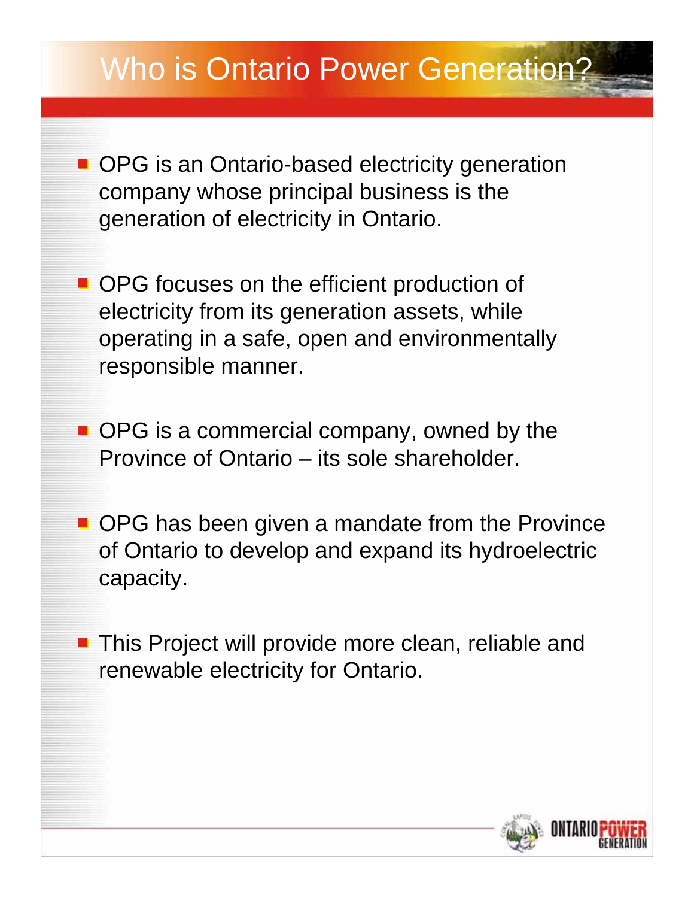# Who is Ontario Power Generation?

- OPG is an Ontario-based electricity generation company whose principal business is the generation of electricity in Ontario.
- OPG focuses on the efficient production of electricity from its generation assets, while operating in a safe, open and environmentally responsible manner.
- OPG is a commercial company, owned by the Province of Ontario – its sole shareholder.
- OPG has been given a mandate from the Province of Ontario to develop and expand its hydroelectric capacity.
- This Project will provide more clean, reliable and renewable electricity for Ontario.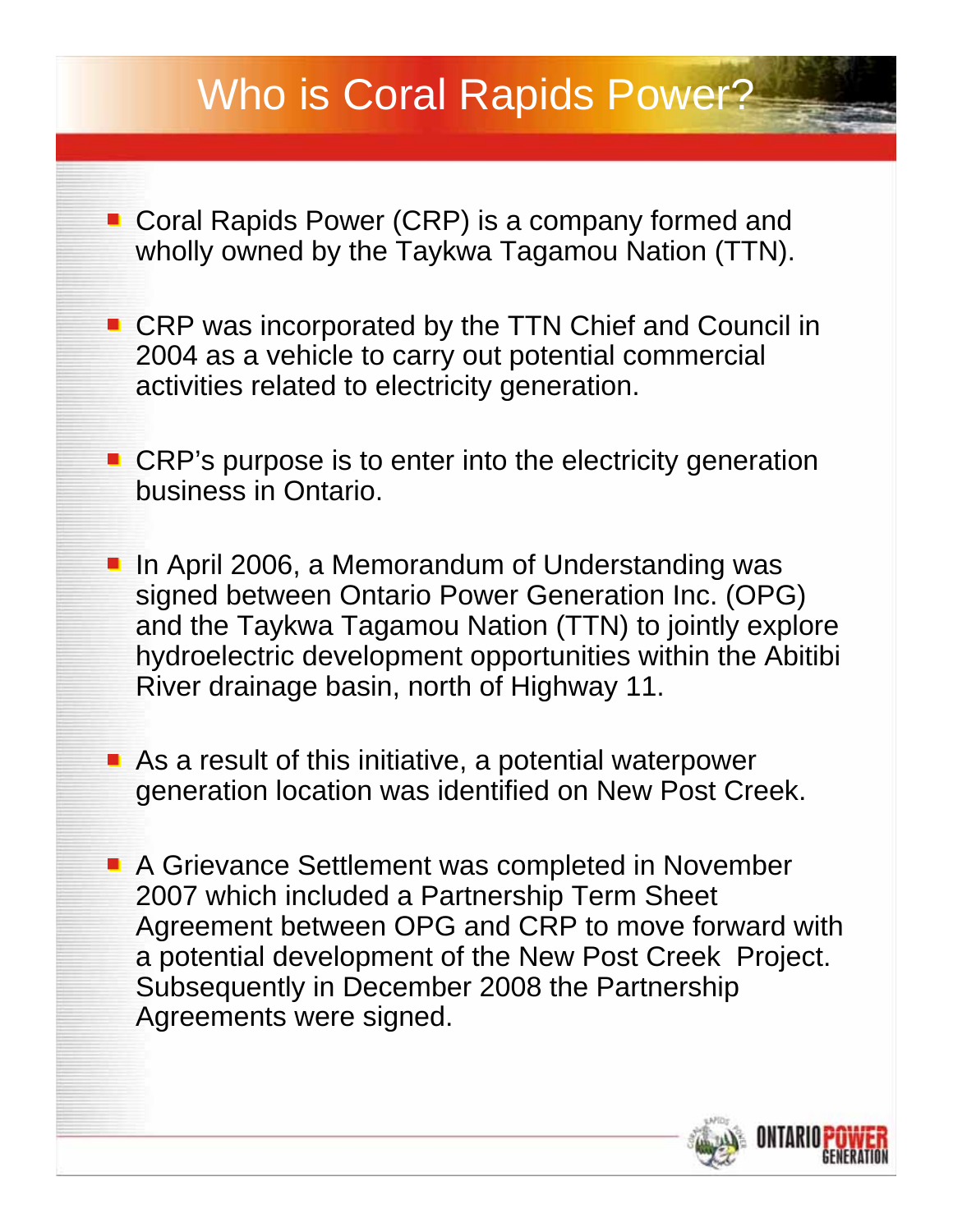# Who is Coral Rapids Power?

- Coral Rapids Power (CRP) is a company formed and wholly owned by the Taykwa Tagamou Nation (TTN).
- CRP was incorporated by the TTN Chief and Council in 2004 as a vehicle to carry out potential commercial activities related to electricity generation.
- CRP's purpose is to enter into the electricity generation business in Ontario.
- In April 2006, a Memorandum of Understanding was signed between Ontario Power Generation Inc. (OPG) and the Taykwa Tagamou Nation (TTN) to jointly explore hydroelectric development opportunities within the Abitibi River drainage basin, north of Highway 11.
- As a result of this initiative, a potential waterpower generation location was identified on New Post Creek.
- A Grievance Settlement was completed in November 2007 which included a Partnership Term Sheet Agreement between OPG and CRP to move forward with a potential development of the New Post Creek Project. Subsequently in December 2008 the Partnership Agreements were signed.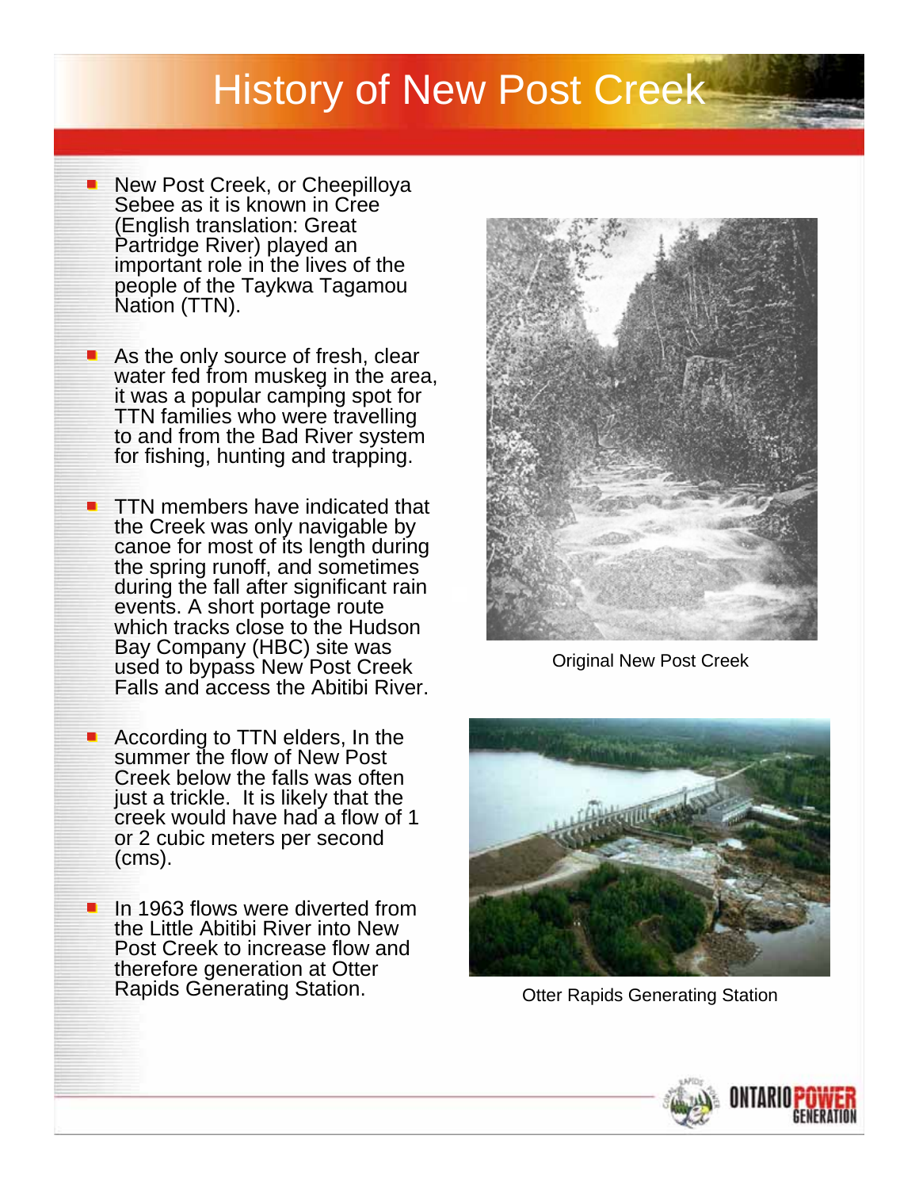# History of New Post Creek

- New Post Creek, or Cheepilloya Sebee as it is known in Cree (English translation: Great Partridge River) played an important role in the lives of the people of the Taykwa Tagamou Nation (TTN).
- As the only source of fresh, clear water fed from muskeg in the area, it was a popular camping spot for TTN families who were travelling to and from the Bad River system for fishing, hunting and trapping.
- TTN members have indicated that the Creek was only navigable by canoe for most of its length during the spring runoff, and sometimes during the fall after significant rain events. A short portage route which tracks close to the Hudson Bay Company (HBC) site was used to bypass New Post Creek Falls and access the Abitibi River.
- According to TTN elders, In the summer the flow of New Post Creek below the falls was often just a trickle. It is likely that the creek would have had a flow of 1 or 2 cubic meters per second (cms).
- In 1963 flows were diverted from the Little Abitibi River into New Post Creek to increase flow and therefore generation at Otter Rapids Generating Station.

Original New Post Creek

Otter Rapids Generating Station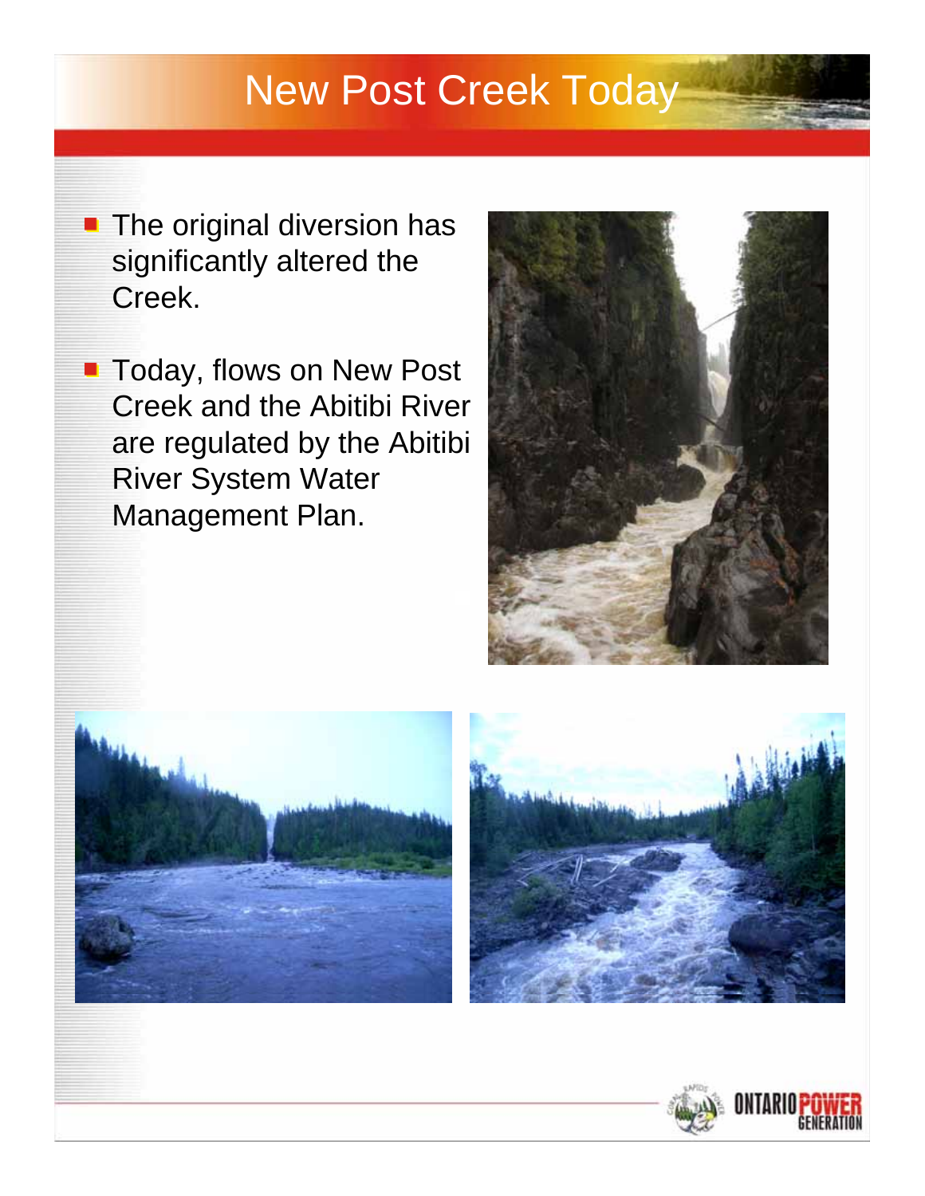# New Post Creek Today

- The original diversion has significantly altered the Creek.
- Today, flows on New Post Creek and the Abitibi River are regulated by the Abitibi River System Water Management Plan.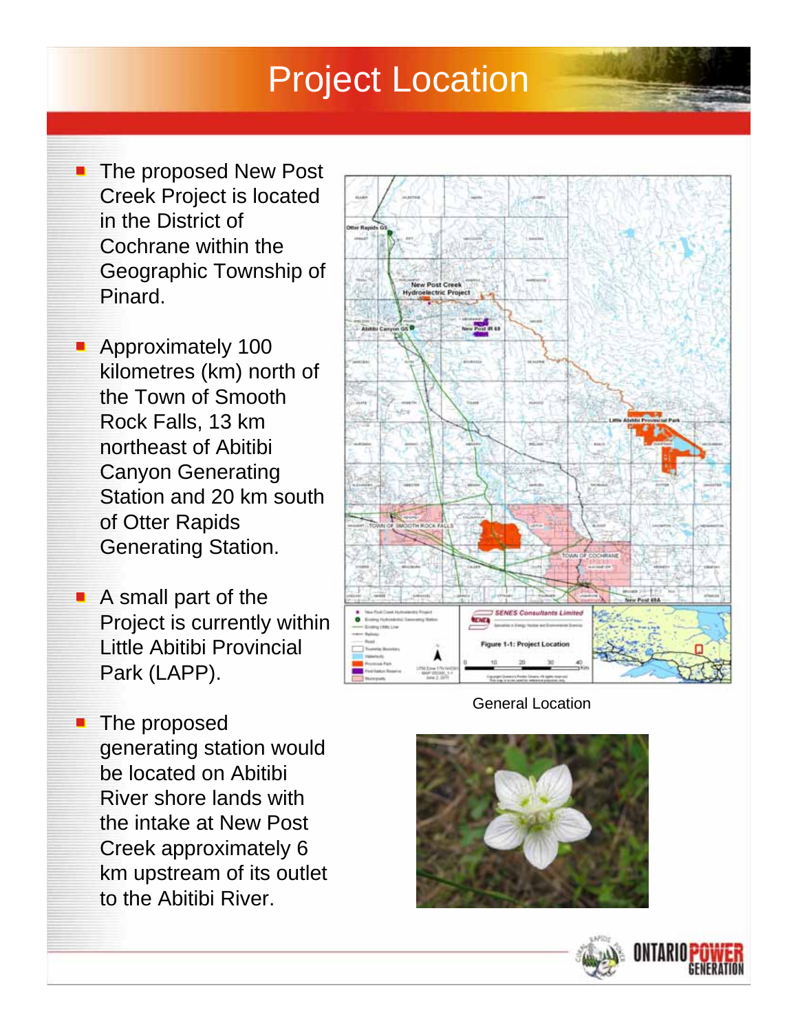# Project Location

- The proposed New Post Creek Project is located in the District of Cochrane within the Geographic Township of Pinard.
- Approximately 100 kilometres (km) north of the Town of Smooth Rock Falls, 13 km northeast of Abitibi Canyon Generating Station and 20 km south of Otter Rapids Generating Station.
- A small part of the Project is currently within Little Abitibi Provincial Park (LAPP).
- The proposed generating station would be located on Abitibi River shore lands with the intake at New Post Creek approximately 6 km upstream of its outlet to the Abitibi River.

General Location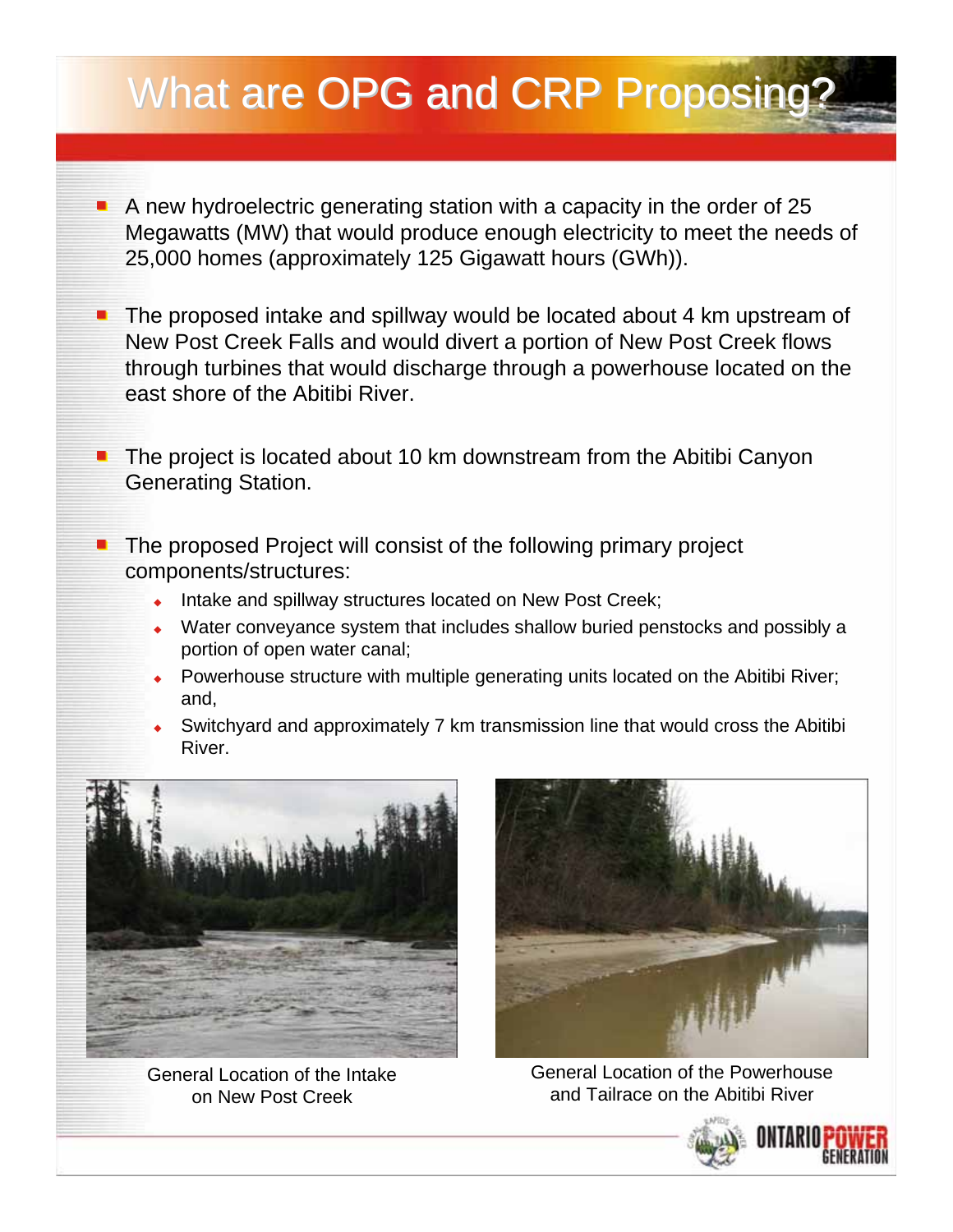# What are OPG and CRP Proposing?

- A new hydroelectric generating station with a capacity in the order of 25 Megawatts (MW) that would produce enough electricity to meet the needs of 25,000 homes (approximately 125 Gigawatt hours (GWh)).

- The proposed intake and spillway would be located about 4 km upstream of New Post Creek Falls and would divert a portion of New Post Creek flows through turbines that would discharge through a powerhouse located on the east shore of the Abitibi River.

- The project is located about 10 km downstream from the Abitibi Canyon Generating Station.

- The proposed Project will consist of the following primary project components/structures:
  - Intake and spillway structures located on New Post Creek;
  - Water conveyance system that includes shallow buried penstocks and possibly a portion of open water canal;
  - Powerhouse structure with multiple generating units located on the Abitibi River; and,
  - Switchyard and approximately 7 km transmission line that would cross the Abitibi River.

General Location of the Intake on New Post Creek

General Location of the Powerhouse and Tailrace on the Abitibi River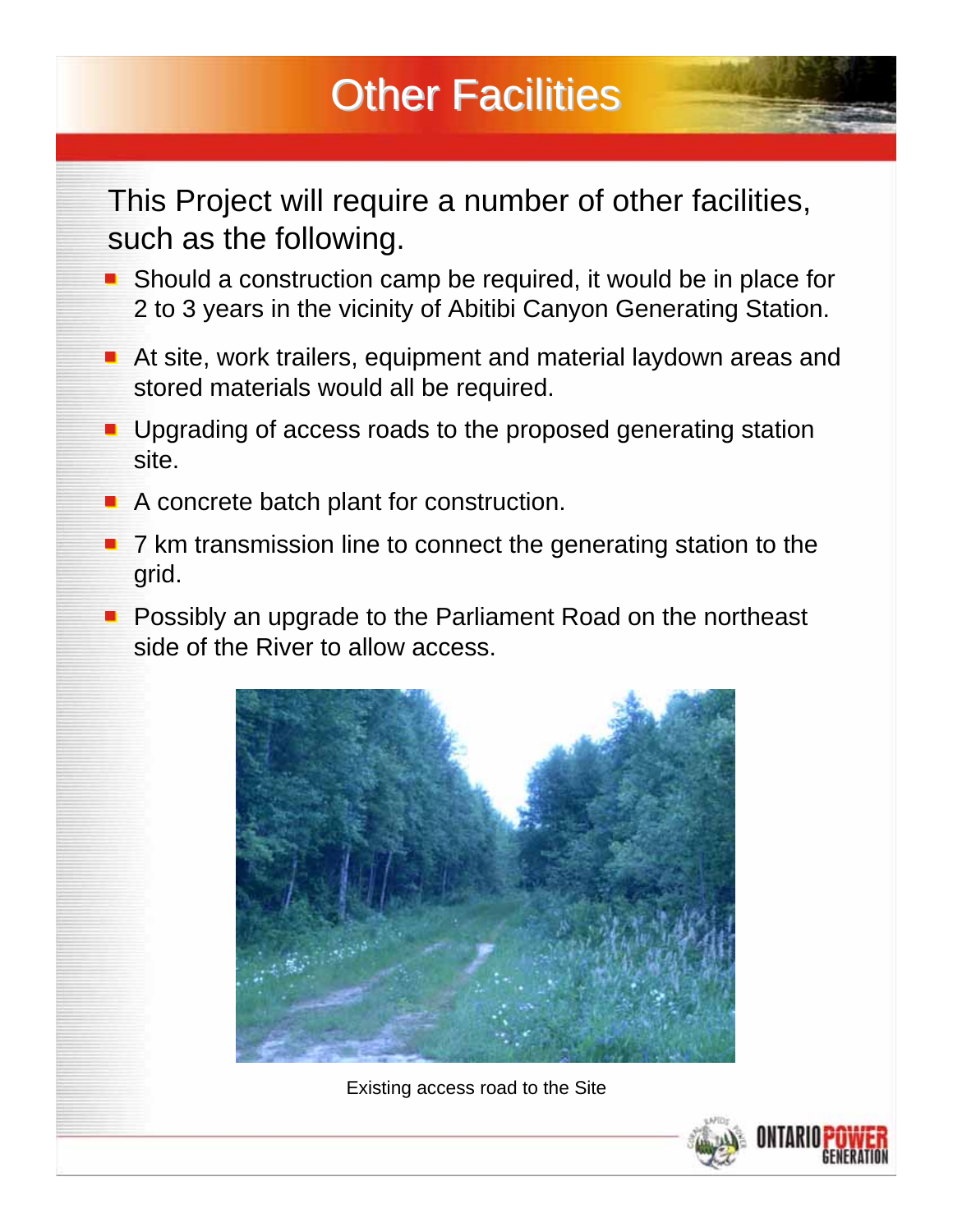# Other Facilities

This Project will require a number of other facilities, such as the following.

- Should a construction camp be required, it would be in place for 2 to 3 years in the vicinity of Abitibi Canyon Generating Station.
- At site, work trailers, equipment and material laydown areas and stored materials would all be required.
- Upgrading of access roads to the proposed generating station site.
- A concrete batch plant for construction.
- 7 km transmission line to connect the generating station to the grid.
- Possibly an upgrade to the Parliament Road on the northeast side of the River to allow access.

Existing access road to the Site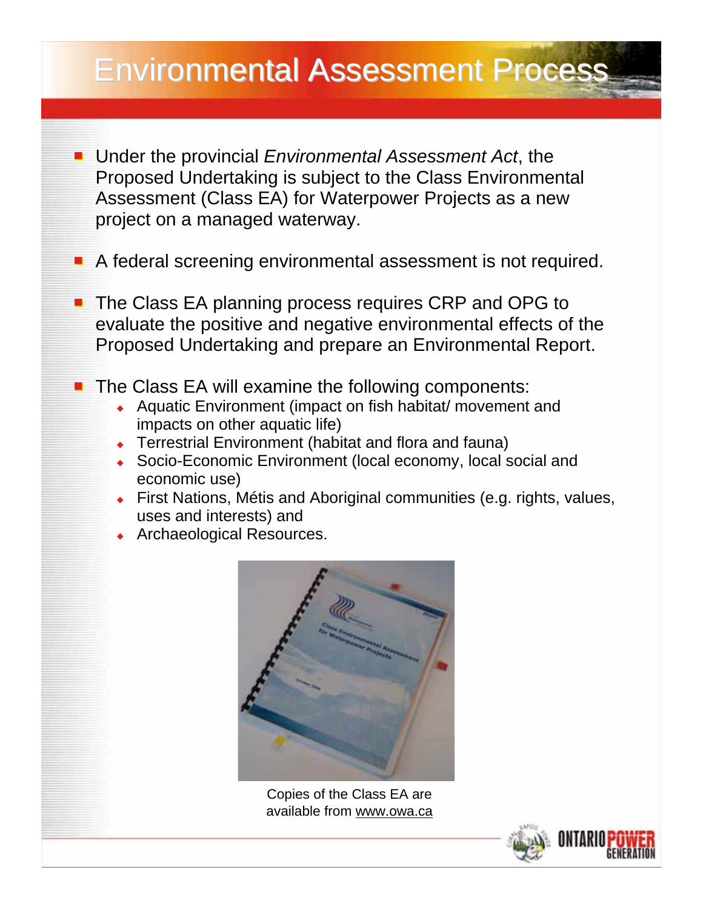# Environmental Assessment Process

- Under the provincial *Environmental Assessment Act*, the Proposed Undertaking is subject to the Class Environmental Assessment (Class EA) for Waterpower Projects as a new project on a managed waterway.
- A federal screening environmental assessment is not required.
- The Class EA planning process requires CRP and OPG to evaluate the positive and negative environmental effects of the Proposed Undertaking and prepare an Environmental Report.
- The Class EA will examine the following components:
  - Aquatic Environment (impact on fish habitat/ movement and impacts on other aquatic life)
  - Terrestrial Environment (habitat and flora and fauna)
  - Socio-Economic Environment (local economy, local social and economic use)
  - First Nations, Métis and Aboriginal communities (e.g. rights, values, uses and interests) and
  - Archaeological Resources.

Copies of the Class EA are available from www.owa.ca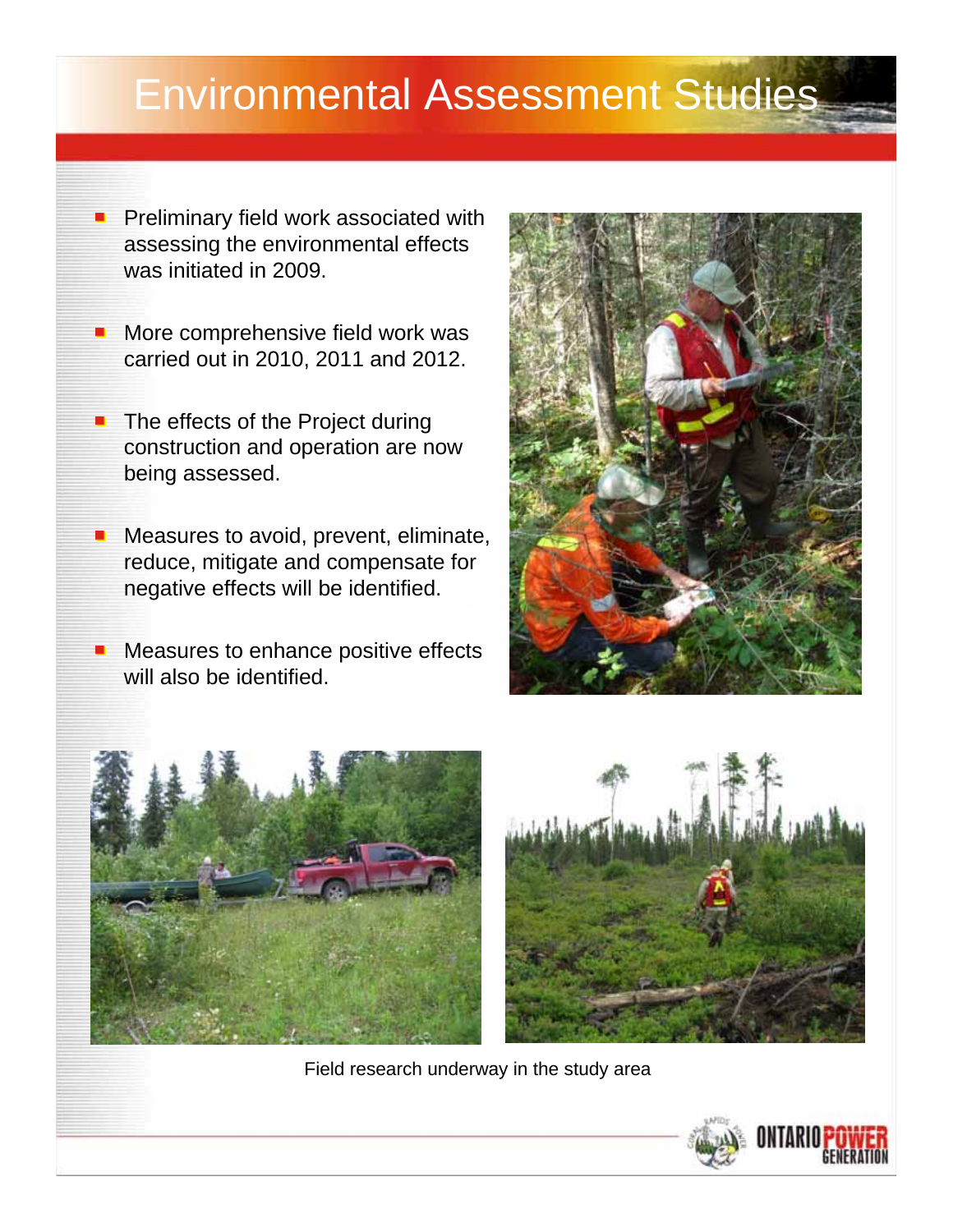# Environmental Assessment Studies

- Preliminary field work associated with assessing the environmental effects was initiated in 2009.
- More comprehensive field work was carried out in 2010, 2011 and 2012.
- The effects of the Project during construction and operation are now being assessed.
- Measures to avoid, prevent, eliminate, reduce, mitigate and compensate for negative effects will be identified.
- Measures to enhance positive effects will also be identified.

Field research underway in the study area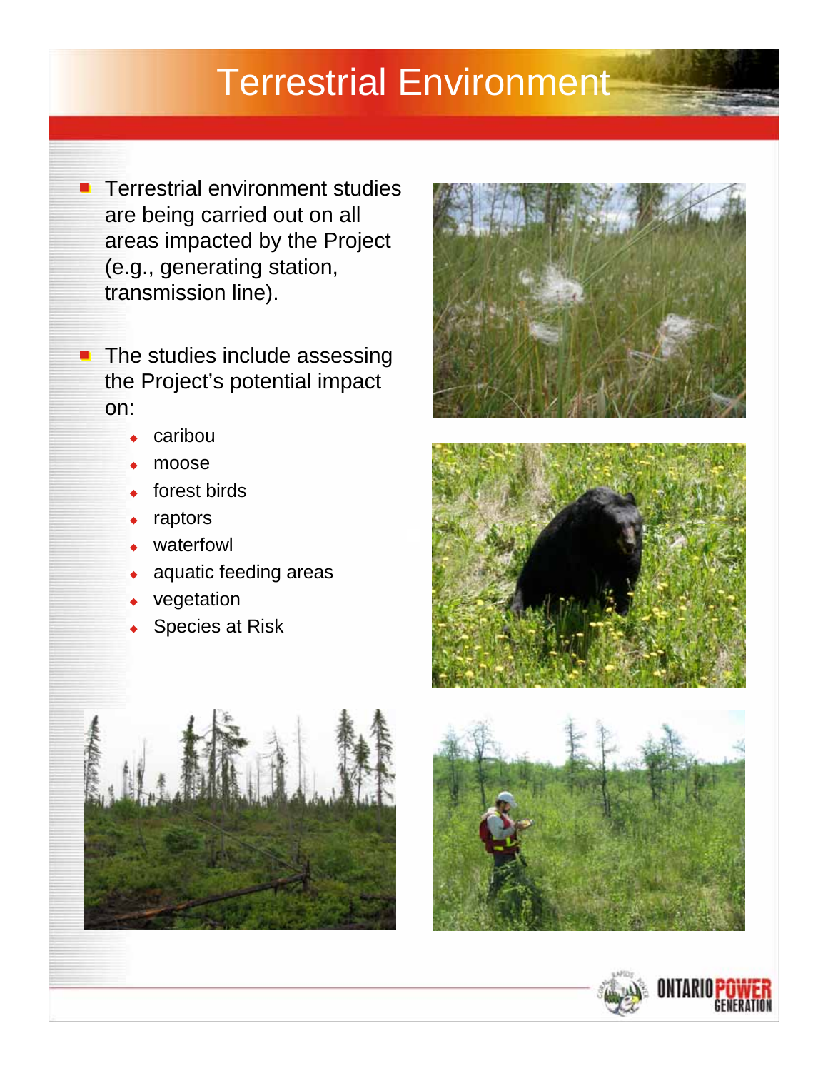# Terrestrial Environment

- Terrestrial environment studies are being carried out on all areas impacted by the Project (e.g., generating station, transmission line).
- The studies include assessing the Project's potential impact on:
  - caribou
  - moose
  - forest birds
  - raptors
  - waterfowl
  - aquatic feeding areas
  - vegetation
  - Species at Risk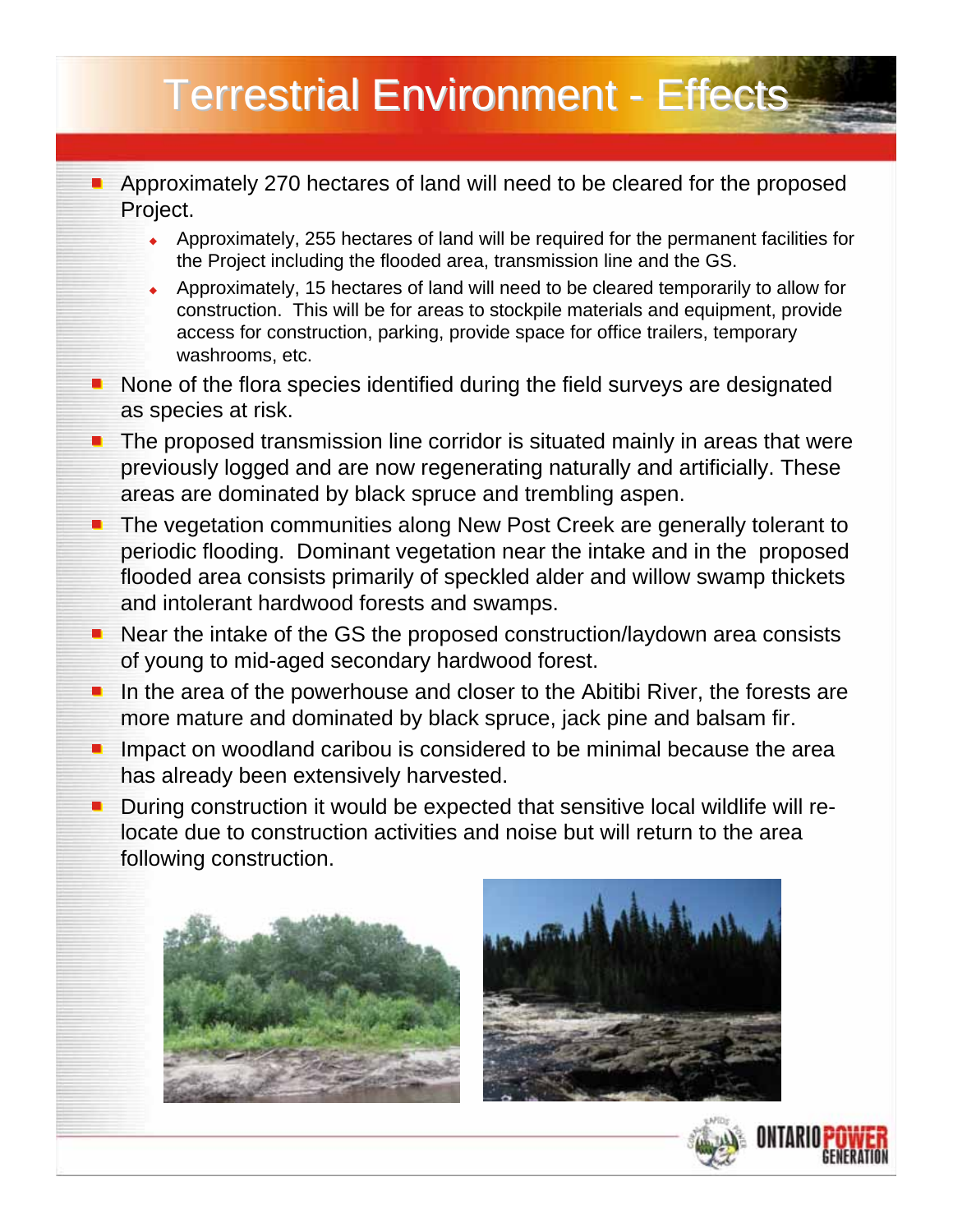# Terrestrial Environment - Effects

- Approximately 270 hectares of land will need to be cleared for the proposed Project.
  - Approximately, 255 hectares of land will be required for the permanent facilities for the Project including the flooded area, transmission line and the GS.
  - Approximately, 15 hectares of land will need to be cleared temporarily to allow for construction. This will be for areas to stockpile materials and equipment, provide access for construction, parking, provide space for office trailers, temporary washrooms, etc.
- None of the flora species identified during the field surveys are designated as species at risk.
- The proposed transmission line corridor is situated mainly in areas that were previously logged and are now regenerating naturally and artificially. These areas are dominated by black spruce and trembling aspen.
- The vegetation communities along New Post Creek are generally tolerant to periodic flooding. Dominant vegetation near the intake and in the proposed flooded area consists primarily of speckled alder and willow swamp thickets and intolerant hardwood forests and swamps.
- Near the intake of the GS the proposed construction/laydown area consists of young to mid-aged secondary hardwood forest.
- In the area of the powerhouse and closer to the Abitibi River, the forests are more mature and dominated by black spruce, jack pine and balsam fir.
- Impact on woodland caribou is considered to be minimal because the area has already been extensively harvested.
- During construction it would be expected that sensitive local wildlife will re-locate due to construction activities and noise but will return to the area following construction.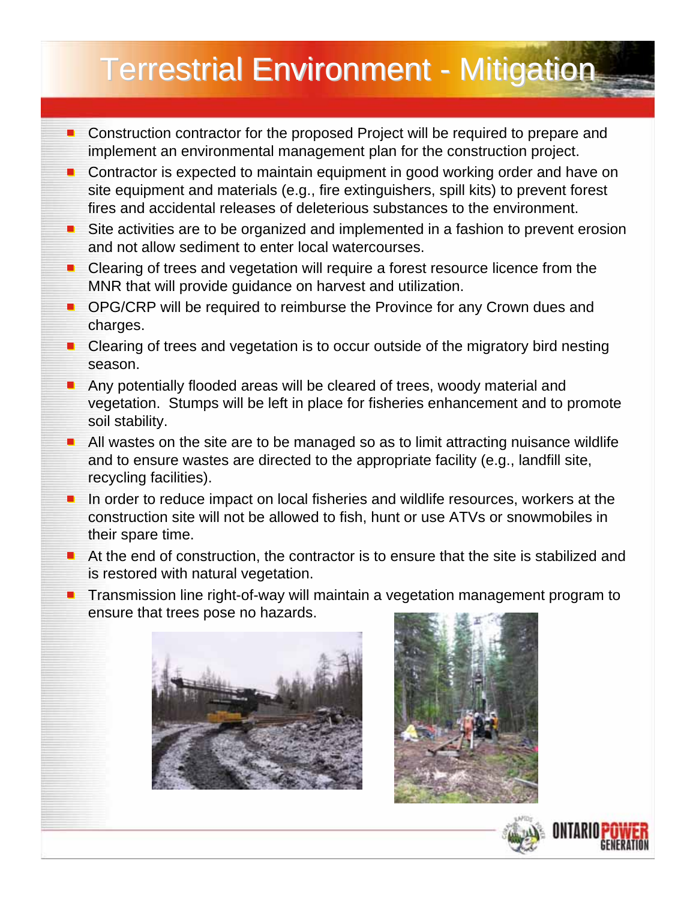# Terrestrial Environment - Mitigation

- Construction contractor for the proposed Project will be required to prepare and implement an environmental management plan for the construction project.
- Contractor is expected to maintain equipment in good working order and have on site equipment and materials (e.g., fire extinguishers, spill kits) to prevent forest fires and accidental releases of deleterious substances to the environment.
- Site activities are to be organized and implemented in a fashion to prevent erosion and not allow sediment to enter local watercourses.
- Clearing of trees and vegetation will require a forest resource licence from the MNR that will provide guidance on harvest and utilization.
- OPG/CRP will be required to reimburse the Province for any Crown dues and charges.
- Clearing of trees and vegetation is to occur outside of the migratory bird nesting season.
- Any potentially flooded areas will be cleared of trees, woody material and vegetation. Stumps will be left in place for fisheries enhancement and to promote soil stability.
- All wastes on the site are to be managed so as to limit attracting nuisance wildlife and to ensure wastes are directed to the appropriate facility (e.g., landfill site, recycling facilities).
- In order to reduce impact on local fisheries and wildlife resources, workers at the construction site will not be allowed to fish, hunt or use ATVs or snowmobiles in their spare time.
- At the end of construction, the contractor is to ensure that the site is stabilized and is restored with natural vegetation.
- Transmission line right-of-way will maintain a vegetation management program to ensure that trees pose no hazards.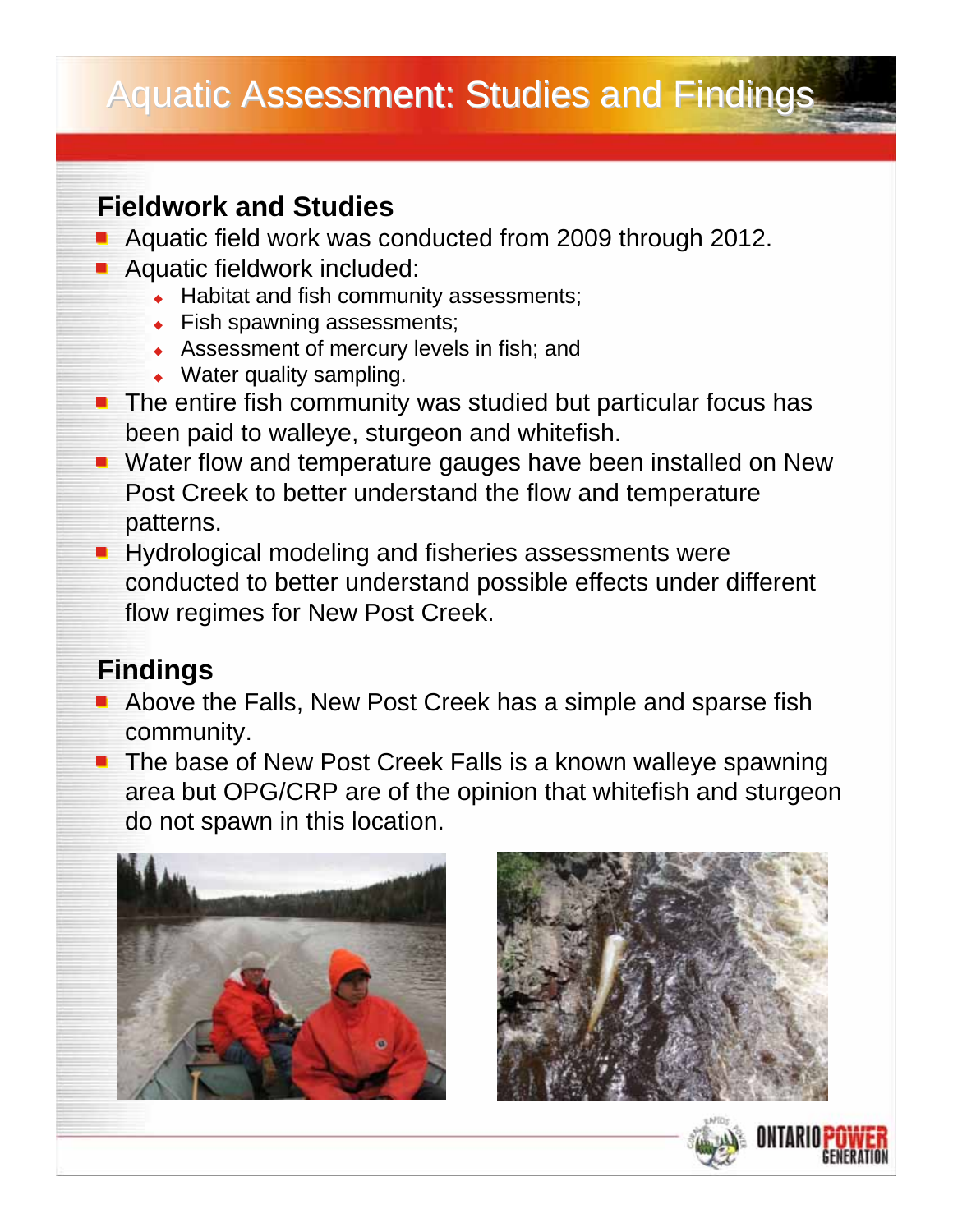# Aquatic Assessment: Studies and Findings

## Fieldwork and Studies

- Aquatic field work was conducted from 2009 through 2012.
- Aquatic fieldwork included:
  - Habitat and fish community assessments;
  - Fish spawning assessments;
  - Assessment of mercury levels in fish; and
  - Water quality sampling.
- The entire fish community was studied but particular focus has been paid to walleye, sturgeon and whitefish.
- Water flow and temperature gauges have been installed on New Post Creek to better understand the flow and temperature patterns.
- Hydrological modeling and fisheries assessments were conducted to better understand possible effects under different flow regimes for New Post Creek.

## Findings

- Above the Falls, New Post Creek has a simple and sparse fish community.
- The base of New Post Creek Falls is a known walleye spawning area but OPG/CRP are of the opinion that whitefish and sturgeon do not spawn in this location.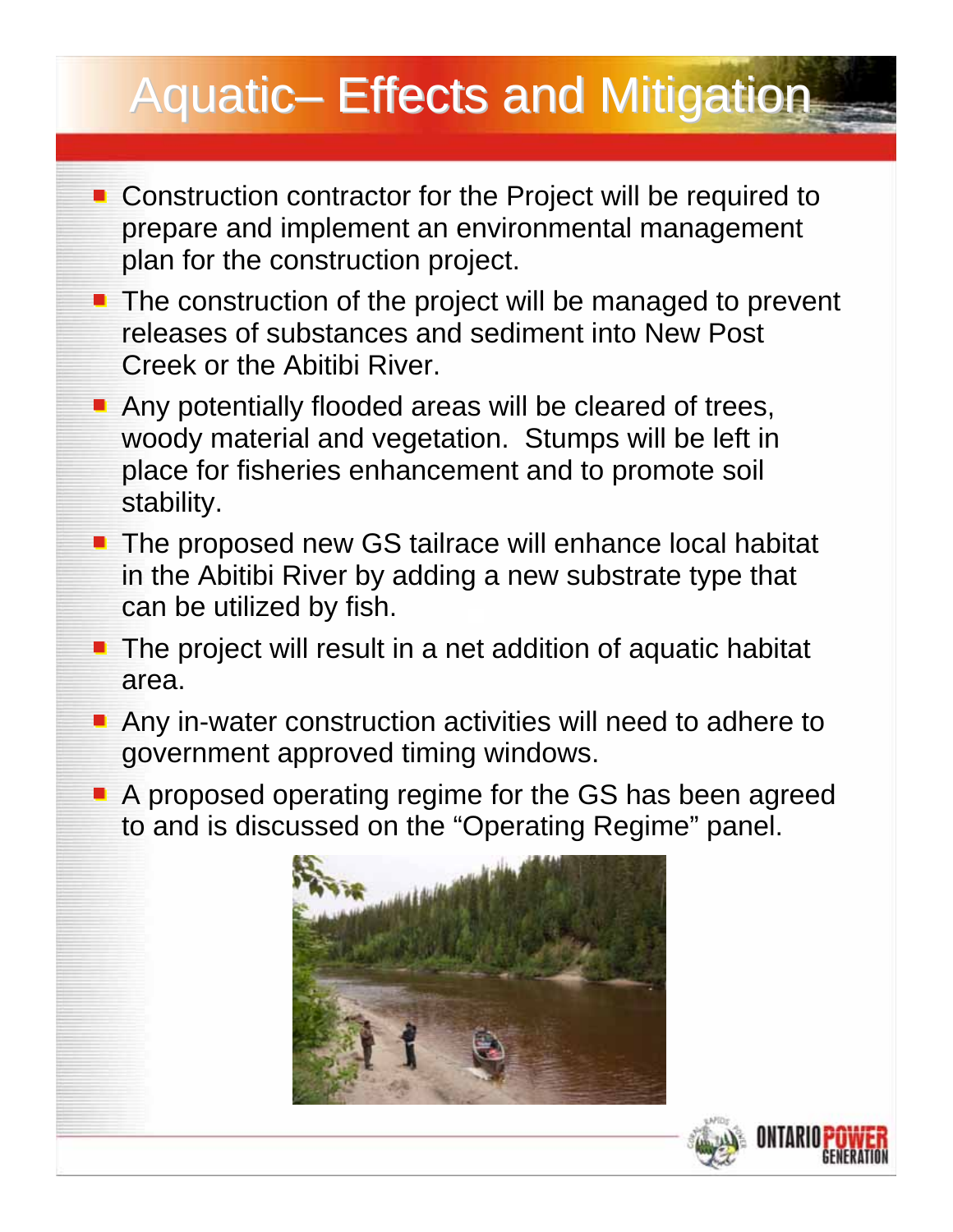# Aquatic– Effects and Mitigation

- Construction contractor for the Project will be required to prepare and implement an environmental management plan for the construction project.
- The construction of the project will be managed to prevent releases of substances and sediment into New Post Creek or the Abitibi River.
- Any potentially flooded areas will be cleared of trees, woody material and vegetation. Stumps will be left in place for fisheries enhancement and to promote soil stability.
- The proposed new GS tailrace will enhance local habitat in the Abitibi River by adding a new substrate type that can be utilized by fish.
- The project will result in a net addition of aquatic habitat area.
- Any in-water construction activities will need to adhere to government approved timing windows.
- A proposed operating regime for the GS has been agreed to and is discussed on the "Operating Regime" panel.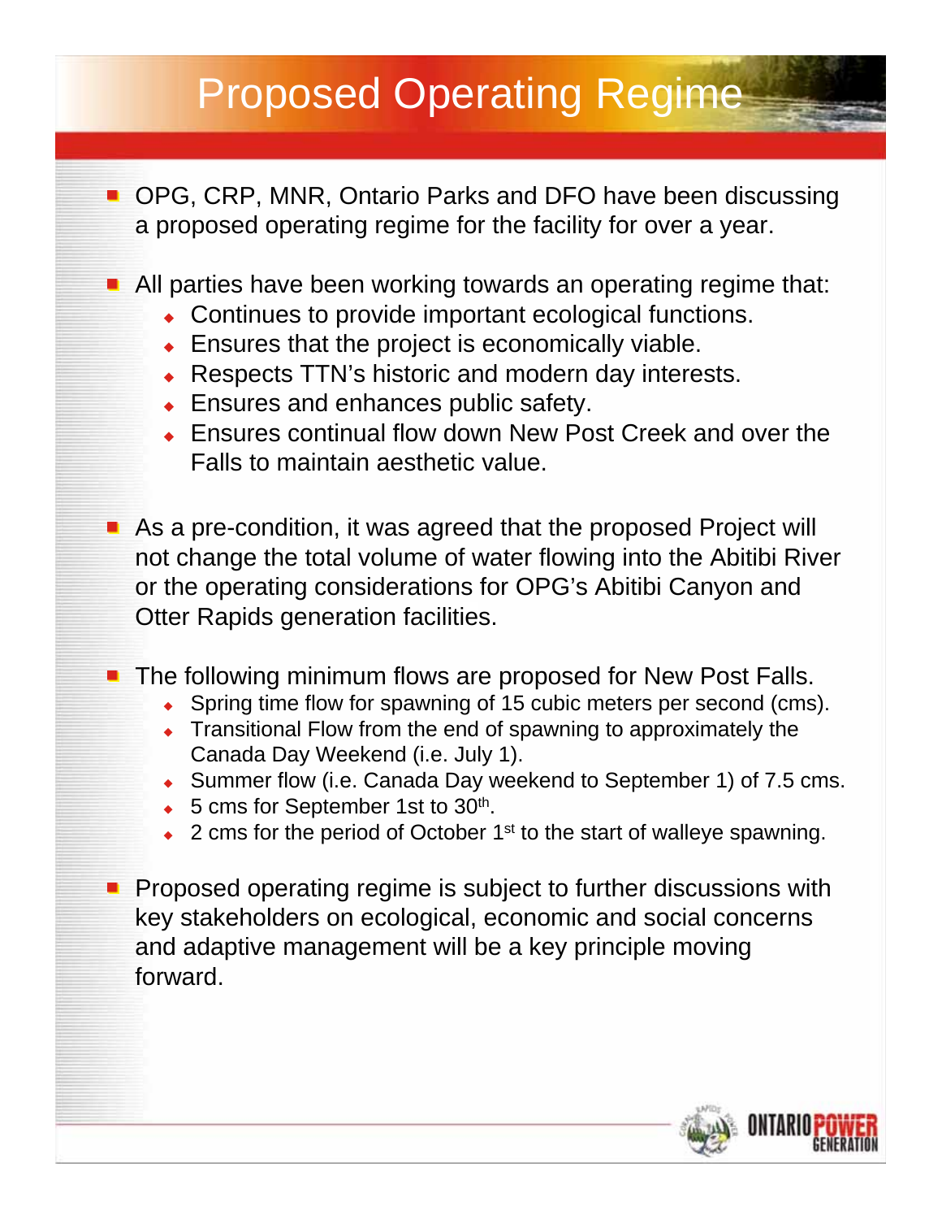# Proposed Operating Regime

- OPG, CRP, MNR, Ontario Parks and DFO have been discussing a proposed operating regime for the facility for over a year.
- All parties have been working towards an operating regime that:
  - Continues to provide important ecological functions.
  - Ensures that the project is economically viable.
  - Respects TTN's historic and modern day interests.
  - Ensures and enhances public safety.
  - Ensures continual flow down New Post Creek and over the Falls to maintain aesthetic value.
- As a pre-condition, it was agreed that the proposed Project will not change the total volume of water flowing into the Abitibi River or the operating considerations for OPG's Abitibi Canyon and Otter Rapids generation facilities.
- The following minimum flows are proposed for New Post Falls.
  - Spring time flow for spawning of 15 cubic meters per second (cms).
  - Transitional Flow from the end of spawning to approximately the Canada Day Weekend (i.e. July 1).
  - Summer flow (i.e. Canada Day weekend to September 1) of 7.5 cms.
  - 5 cms for September 1st to 30th.
  - 2 cms for the period of October 1st to the start of walleye spawning.
- Proposed operating regime is subject to further discussions with key stakeholders on ecological, economic and social concerns and adaptive management will be a key principle moving forward.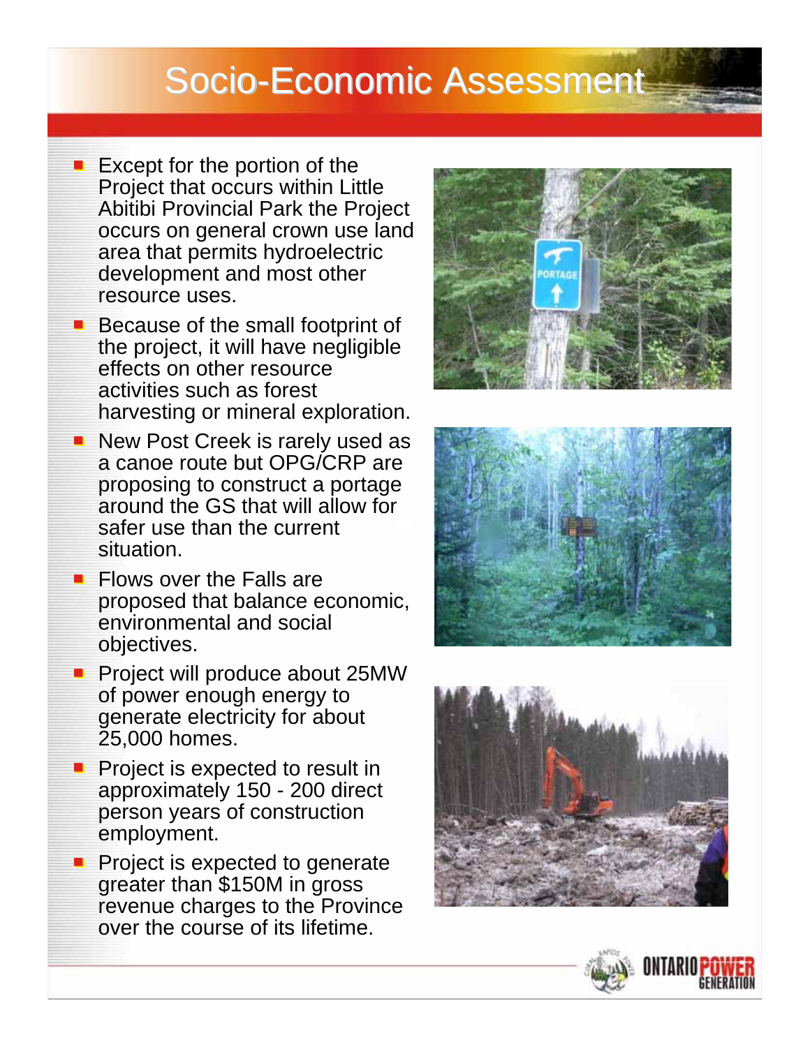# Socio-Economic Assessment

- Except for the portion of the Project that occurs within Little Abitibi Provincial Park the Project occurs on general crown use land area that permits hydroelectric development and most other resource uses.
- Because of the small footprint of the project, it will have negligible effects on other resource activities such as forest harvesting or mineral exploration.
- New Post Creek is rarely used as a canoe route but OPG/CRP are proposing to construct a portage around the GS that will allow for safer use than the current situation.
- Flows over the Falls are proposed that balance economic, environmental and social objectives.
- Project will produce about 25MW of power enough energy to generate electricity for about 25,000 homes.
- Project is expected to result in approximately 150 - 200 direct person years of construction employment.
- Project is expected to generate greater than $150M in gross revenue charges to the Province over the course of its lifetime.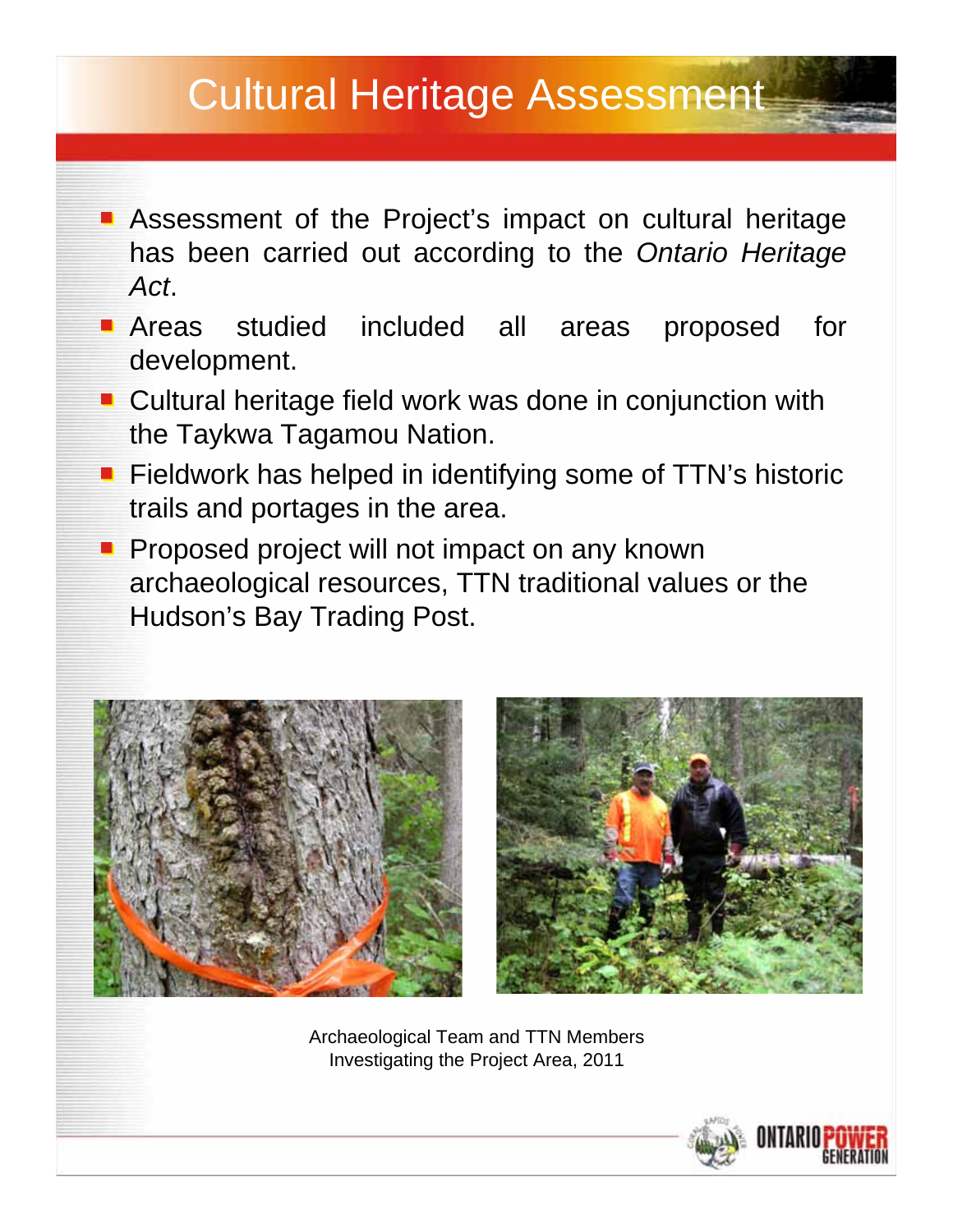# Cultural Heritage Assessment

- Assessment of the Project's impact on cultural heritage has been carried out according to the *Ontario Heritage Act*.
- Areas studied included all areas proposed for development.
- Cultural heritage field work was done in conjunction with the Taykwa Tagamou Nation.
- Fieldwork has helped in identifying some of TTN's historic trails and portages in the area.
- Proposed project will not impact on any known archaeological resources, TTN traditional values or the Hudson's Bay Trading Post.

Archaeological Team and TTN Members Investigating the Project Area, 2011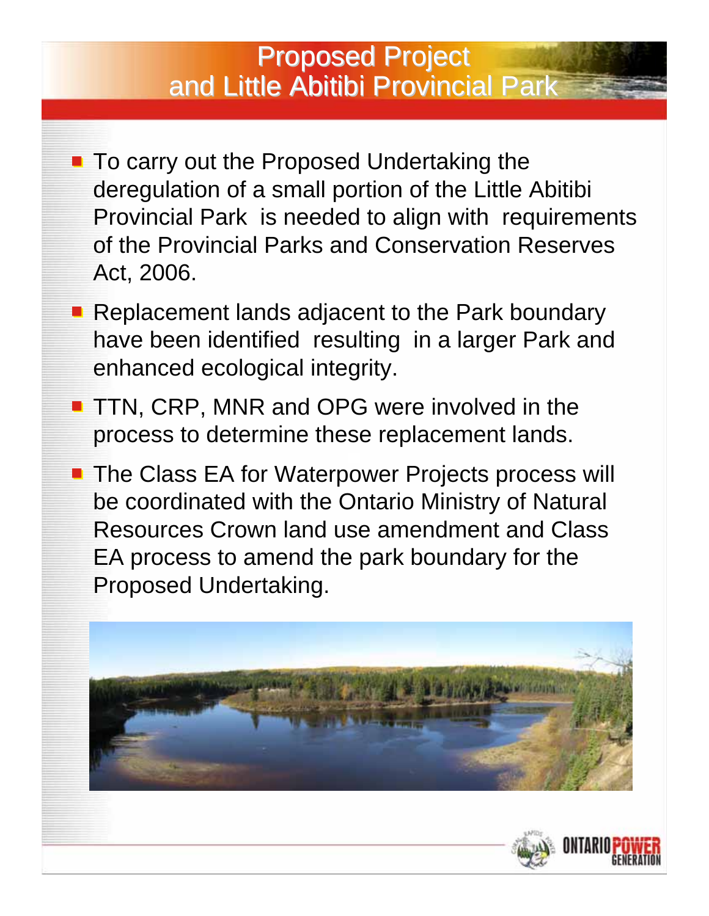# Proposed Project and Little Abitibi Provincial Park

- To carry out the Proposed Undertaking the deregulation of a small portion of the Little Abitibi Provincial Park is needed to align with requirements of the Provincial Parks and Conservation Reserves Act, 2006.
- Replacement lands adjacent to the Park boundary have been identified resulting in a larger Park and enhanced ecological integrity.
- TTN, CRP, MNR and OPG were involved in the process to determine these replacement lands.
- The Class EA for Waterpower Projects process will be coordinated with the Ontario Ministry of Natural Resources Crown land use amendment and Class EA process to amend the park boundary for the Proposed Undertaking.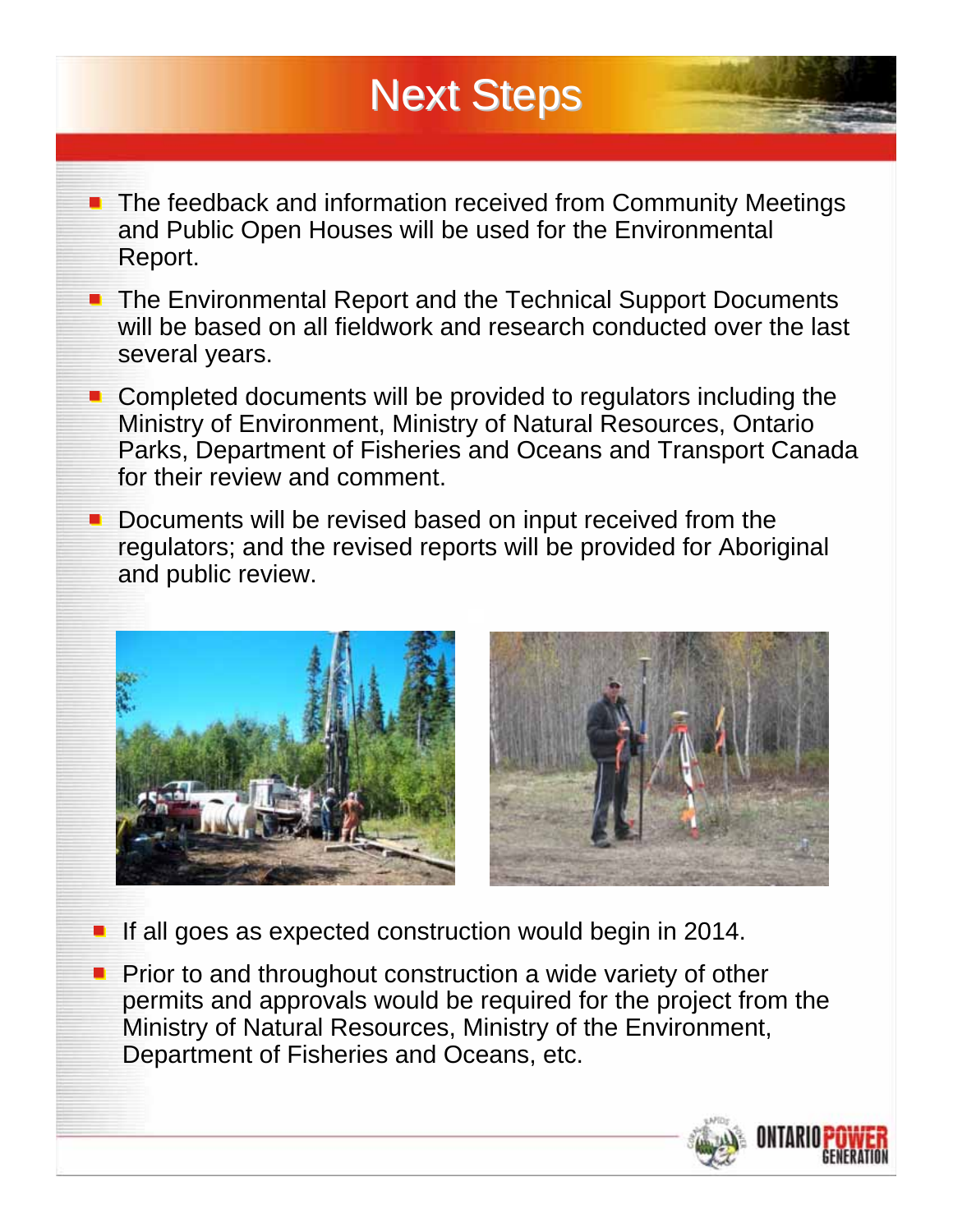# Next Steps

- The feedback and information received from Community Meetings and Public Open Houses will be used for the Environmental Report.
- The Environmental Report and the Technical Support Documents will be based on all fieldwork and research conducted over the last several years.
- Completed documents will be provided to regulators including the Ministry of Environment, Ministry of Natural Resources, Ontario Parks, Department of Fisheries and Oceans and Transport Canada for their review and comment.
- Documents will be revised based on input received from the regulators; and the revised reports will be provided for Aboriginal and public review.

- If all goes as expected construction would begin in 2014.
- Prior to and throughout construction a wide variety of other permits and approvals would be required for the project from the Ministry of Natural Resources, Ministry of the Environment, Department of Fisheries and Oceans, etc.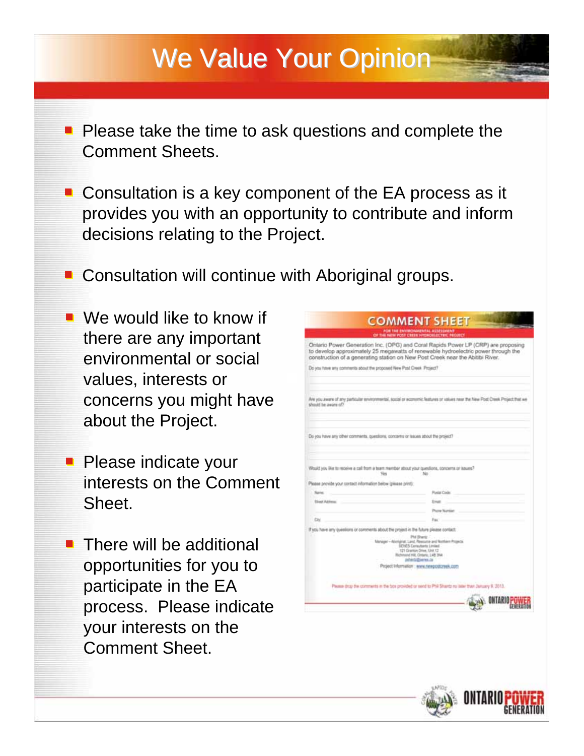# We Value Your Opinion

- Please take the time to ask questions and complete the Comment Sheets.
- Consultation is a key component of the EA process as it provides you with an opportunity to contribute and inform decisions relating to the Project.
- Consultation will continue with Aboriginal groups.
- We would like to know if there are any important environmental or social values, interests or concerns you might have about the Project.
- Please indicate your interests on the Comment Sheet.
- There will be additional opportunities for you to participate in the EA process. Please indicate your interests on the Comment Sheet.

## COMMENT SHEET

FOR THE ENVIRONMENTAL ASSESSMENT OF THE NEW POST CREEK HYDROELECTRIC PROJECT

Ontario Power Generation Inc. (OPG) and Coral Rapids Power LP (CRP) are proposing to develop approximately 25 megawatts of renewable hydroelectric power through the construction of a generating station on New Post Creek near the Abitibi River.

Do you have any comments about the proposed New Post Creek Project?

Are you aware of any particular environmental, social or economic features or values near the New Post Creek Project that we should be aware of?

Do you have any other comments, questions, concerns or issues about the project?

Would you like to receive a call from a team member about your questions, concerns or issues?
Yes No

Please provide your contact information below (please print):

Name: Postal Code:
Street Address: Email:
Phone Number:
City: Fax:

If you have any questions or comments about the project in the future please contact:

Phil Shantz
Manager – Aboriginal, Land, Resource and Northern Projects
SENES Consultants Limited
121 Granton Drive, Unit 12
Richmond Hill, Ontario, L4B 3N4
pshantz@senes.ca
Project Information: www.newpostcreek.com

Please drop the comments in the box provided or send to Phil Shantz no later than January 9, 2013.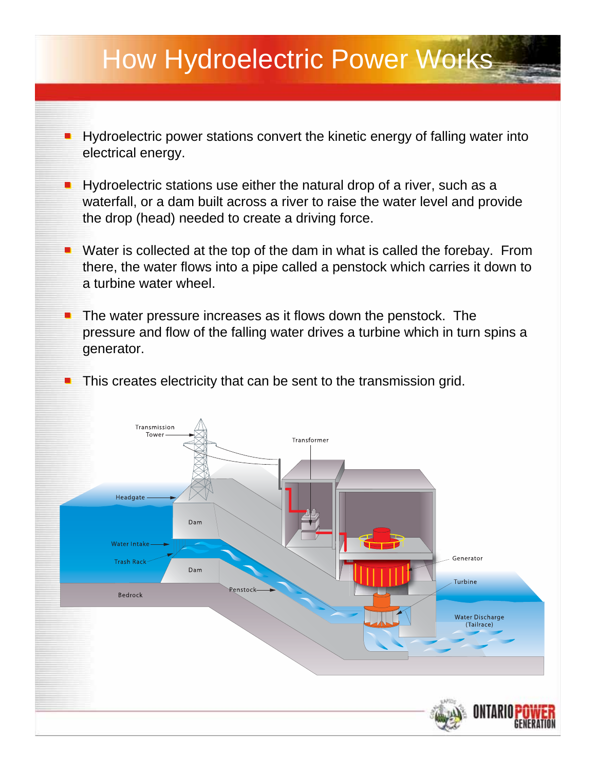# How Hydroelectric Power Works

- Hydroelectric power stations convert the kinetic energy of falling water into electrical energy.
- Hydroelectric stations use either the natural drop of a river, such as a waterfall, or a dam built across a river to raise the water level and provide the drop (head) needed to create a driving force.
- Water is collected at the top of the dam in what is called the forebay. From there, the water flows into a pipe called a penstock which carries it down to a turbine water wheel.
- The water pressure increases as it flows down the penstock. The pressure and flow of the falling water drives a turbine which in turn spins a generator.
- This creates electricity that can be sent to the transmission grid.

Transmission Tower

Transformer

Headgate

Dam

Water Intake

Trash Rack

Dam

Bedrock

Penstock

Generator

Turbine

Water Discharge (Tailrace)

ONTARIO POWER GENERATION